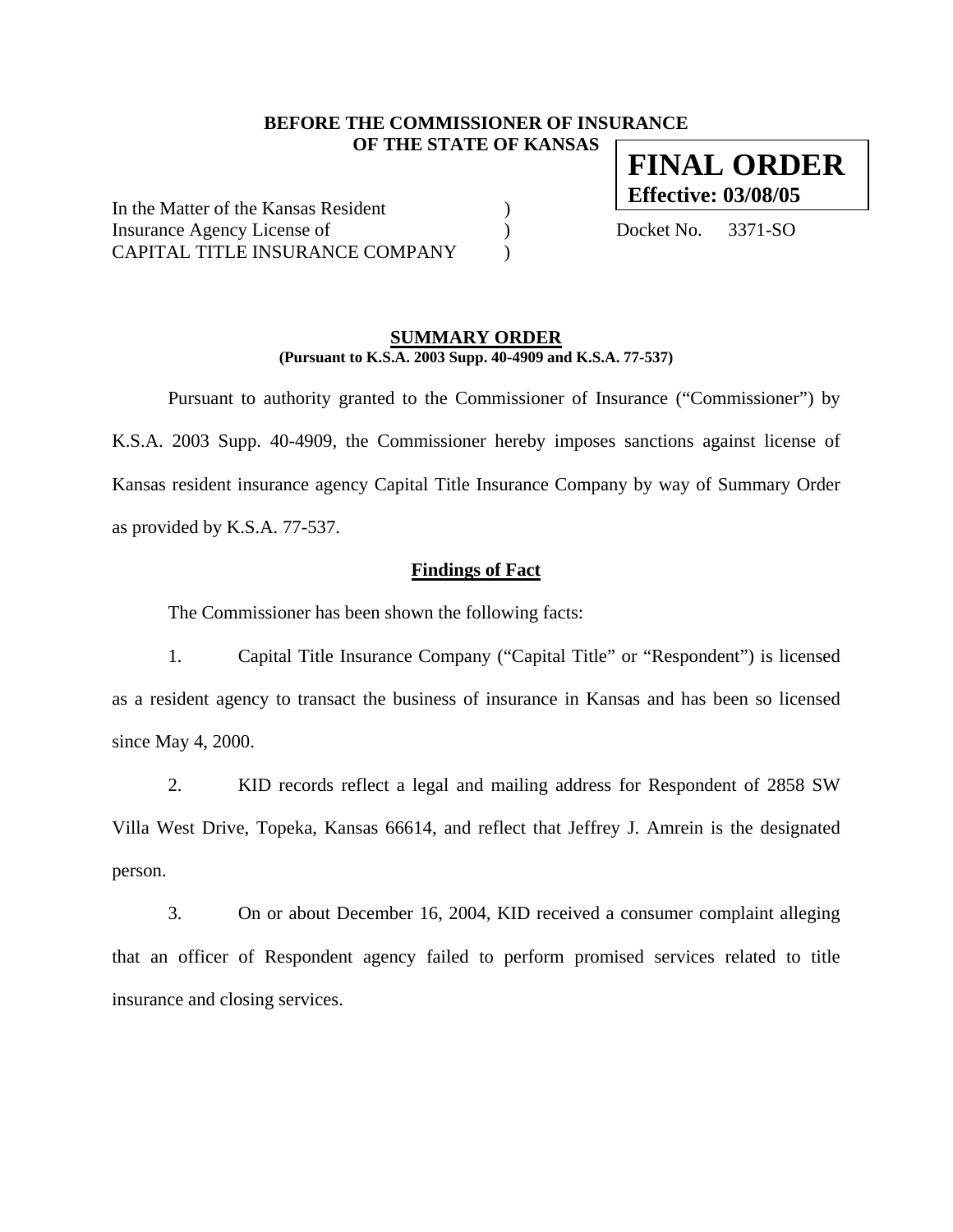**BEFORE THE COMMISSIONER OF INSURANCE**
**OF THE STATE OF KANSAS**

**FINAL ORDER**
**Effective: 03/08/05**

In the Matter of the Kansas Resident )
Insurance Agency License of ) Docket No. 3371-SO
CAPITAL TITLE INSURANCE COMPANY )

## SUMMARY ORDER

**(Pursuant to K.S.A. 2003 Supp. 40-4909 and K.S.A. 77-537)**

Pursuant to authority granted to the Commissioner of Insurance ("Commissioner") by K.S.A. 2003 Supp. 40-4909, the Commissioner hereby imposes sanctions against license of Kansas resident insurance agency Capital Title Insurance Company by way of Summary Order as provided by K.S.A. 77-537.

### Findings of Fact

The Commissioner has been shown the following facts:

1. Capital Title Insurance Company ("Capital Title" or "Respondent") is licensed as a resident agency to transact the business of insurance in Kansas and has been so licensed since May 4, 2000.

2. KID records reflect a legal and mailing address for Respondent of 2858 SW Villa West Drive, Topeka, Kansas 66614, and reflect that Jeffrey J. Amrein is the designated person.

3. On or about December 16, 2004, KID received a consumer complaint alleging that an officer of Respondent agency failed to perform promised services related to title insurance and closing services.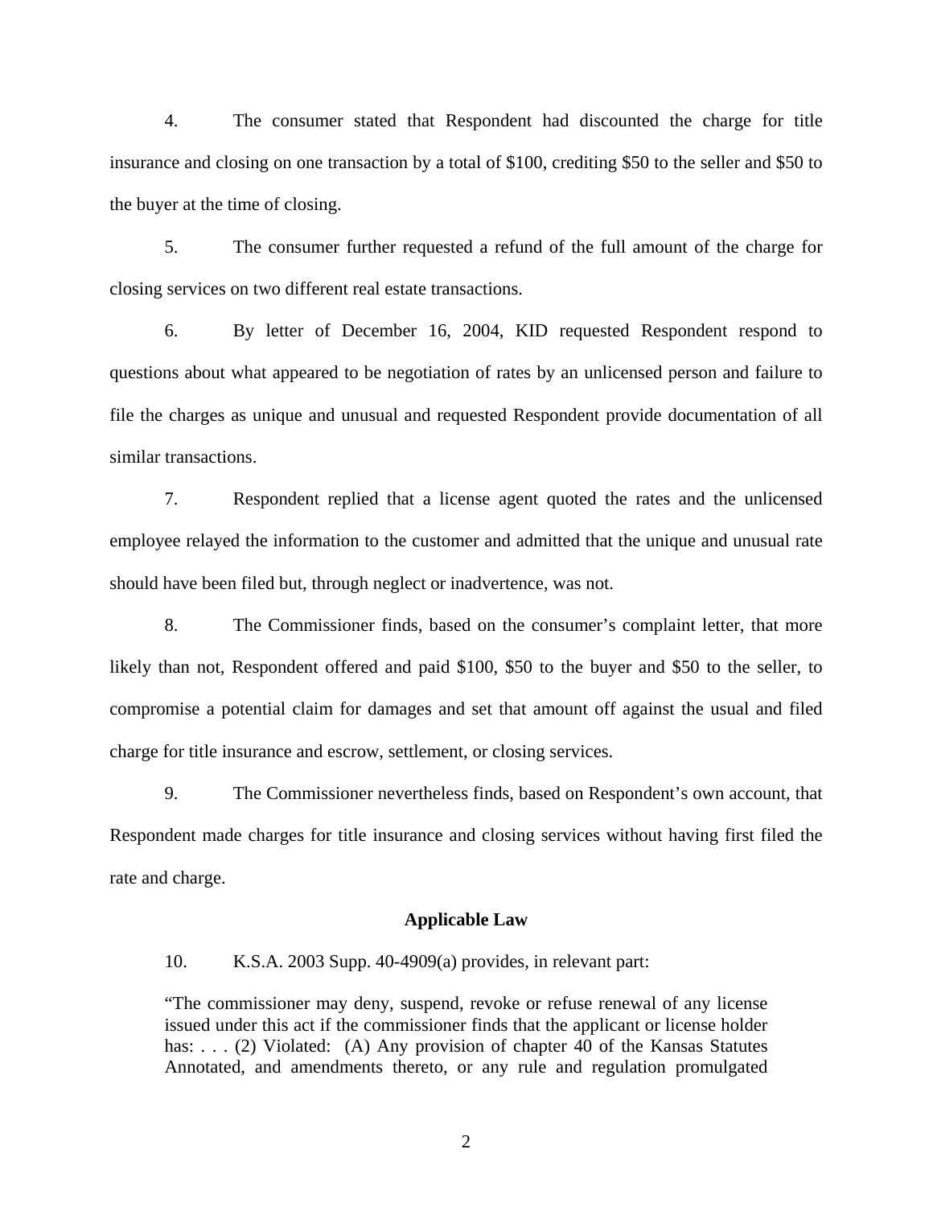4. The consumer stated that Respondent had discounted the charge for title insurance and closing on one transaction by a total of $100, crediting $50 to the seller and $50 to the buyer at the time of closing.

5. The consumer further requested a refund of the full amount of the charge for closing services on two different real estate transactions.

6. By letter of December 16, 2004, KID requested Respondent respond to questions about what appeared to be negotiation of rates by an unlicensed person and failure to file the charges as unique and unusual and requested Respondent provide documentation of all similar transactions.

7. Respondent replied that a license agent quoted the rates and the unlicensed employee relayed the information to the customer and admitted that the unique and unusual rate should have been filed but, through neglect or inadvertence, was not.

8. The Commissioner finds, based on the consumer's complaint letter, that more likely than not, Respondent offered and paid $100, $50 to the buyer and $50 to the seller, to compromise a potential claim for damages and set that amount off against the usual and filed charge for title insurance and escrow, settlement, or closing services.

9. The Commissioner nevertheless finds, based on Respondent's own account, that Respondent made charges for title insurance and closing services without having first filed the rate and charge.

**Applicable Law**

10. K.S.A. 2003 Supp. 40-4909(a) provides, in relevant part:

> "The commissioner may deny, suspend, revoke or refuse renewal of any license issued under this act if the commissioner finds that the applicant or license holder has: . . . (2) Violated: (A) Any provision of chapter 40 of the Kansas Statutes Annotated, and amendments thereto, or any rule and regulation promulgated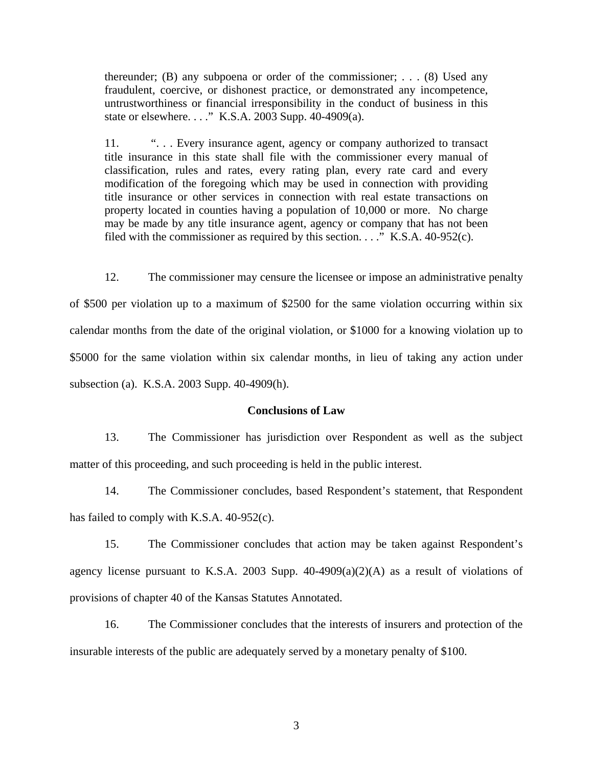> thereunder; (B) any subpoena or order of the commissioner; . . . (8) Used any fraudulent, coercive, or dishonest practice, or demonstrated any incompetence, untrustworthiness or financial irresponsibility in the conduct of business in this state or elsewhere. . . ." K.S.A. 2003 Supp. 40-4909(a).
>
> 11. ". . . Every insurance agent, agency or company authorized to transact title insurance in this state shall file with the commissioner every manual of classification, rules and rates, every rating plan, every rate card and every modification of the foregoing which may be used in connection with providing title insurance or other services in connection with real estate transactions on property located in counties having a population of 10,000 or more. No charge may be made by any title insurance agent, agency or company that has not been filed with the commissioner as required by this section. . . ." K.S.A. 40-952(c).

12. The commissioner may censure the licensee or impose an administrative penalty of $500 per violation up to a maximum of $2500 for the same violation occurring within six calendar months from the date of the original violation, or $1000 for a knowing violation up to $5000 for the same violation within six calendar months, in lieu of taking any action under subsection (a). K.S.A. 2003 Supp. 40-4909(h).

## Conclusions of Law

13. The Commissioner has jurisdiction over Respondent as well as the subject matter of this proceeding, and such proceeding is held in the public interest.

14. The Commissioner concludes, based Respondent's statement, that Respondent has failed to comply with K.S.A. 40-952(c).

15. The Commissioner concludes that action may be taken against Respondent's agency license pursuant to K.S.A. 2003 Supp. 40-4909(a)(2)(A) as a result of violations of provisions of chapter 40 of the Kansas Statutes Annotated.

16. The Commissioner concludes that the interests of insurers and protection of the insurable interests of the public are adequately served by a monetary penalty of $100.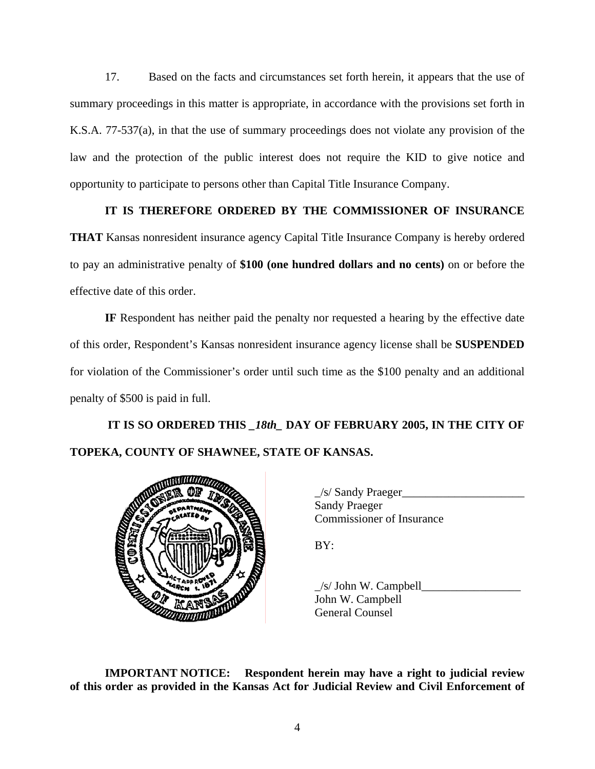17. Based on the facts and circumstances set forth herein, it appears that the use of summary proceedings in this matter is appropriate, in accordance with the provisions set forth in K.S.A. 77-537(a), in that the use of summary proceedings does not violate any provision of the law and the protection of the public interest does not require the KID to give notice and opportunity to participate to persons other than Capital Title Insurance Company.

**IT IS THEREFORE ORDERED BY THE COMMISSIONER OF INSURANCE THAT** Kansas nonresident insurance agency Capital Title Insurance Company is hereby ordered to pay an administrative penalty of **$100 (one hundred dollars and no cents)** on or before the effective date of this order.

**IF** Respondent has neither paid the penalty nor requested a hearing by the effective date of this order, Respondent's Kansas nonresident insurance agency license shall be **SUSPENDED** for violation of the Commissioner's order until such time as the $100 penalty and an additional penalty of $500 is paid in full.

**IT IS SO ORDERED THIS _*18th*_ DAY OF FEBRUARY 2005, IN THE CITY OF TOPEKA, COUNTY OF SHAWNEE, STATE OF KANSAS.**

_/s/ Sandy Praeger_____________________
Sandy Praeger
Commissioner of Insurance

BY:

_/s/ John W. Campbell_________________
John W. Campbell
General Counsel

**IMPORTANT NOTICE: Respondent herein may have a right to judicial review of this order as provided in the Kansas Act for Judicial Review and Civil Enforcement of**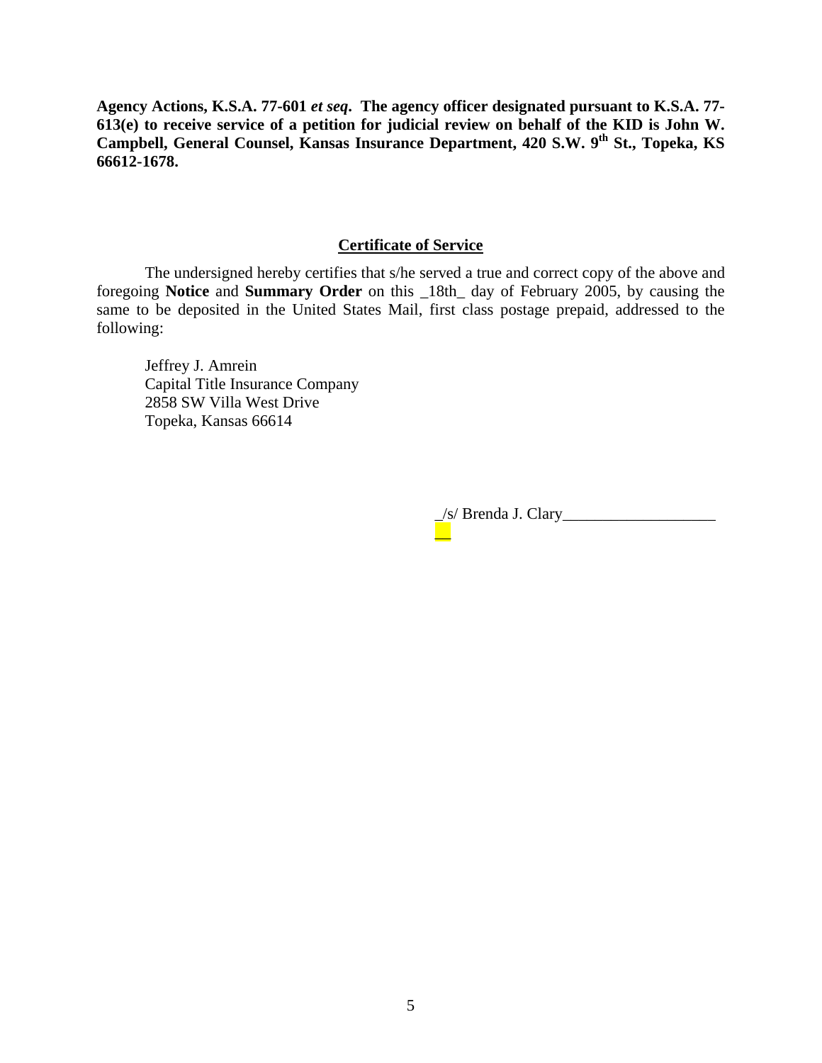**Agency Actions, K.S.A. 77-601 *et seq*. The agency officer designated pursuant to K.S.A. 77-613(e) to receive service of a petition for judicial review on behalf of the KID is John W. Campbell, General Counsel, Kansas Insurance Department, 420 S.W. 9th St., Topeka, KS 66612-1678.**

## Certificate of Service

The undersigned hereby certifies that s/he served a true and correct copy of the above and foregoing **Notice** and **Summary Order** on this _18th_ day of February 2005, by causing the same to be deposited in the United States Mail, first class postage prepaid, addressed to the following:

Jeffrey J. Amrein
Capital Title Insurance Company
2858 SW Villa West Drive
Topeka, Kansas 66614

_/s/ Brenda J. Clary___________________
__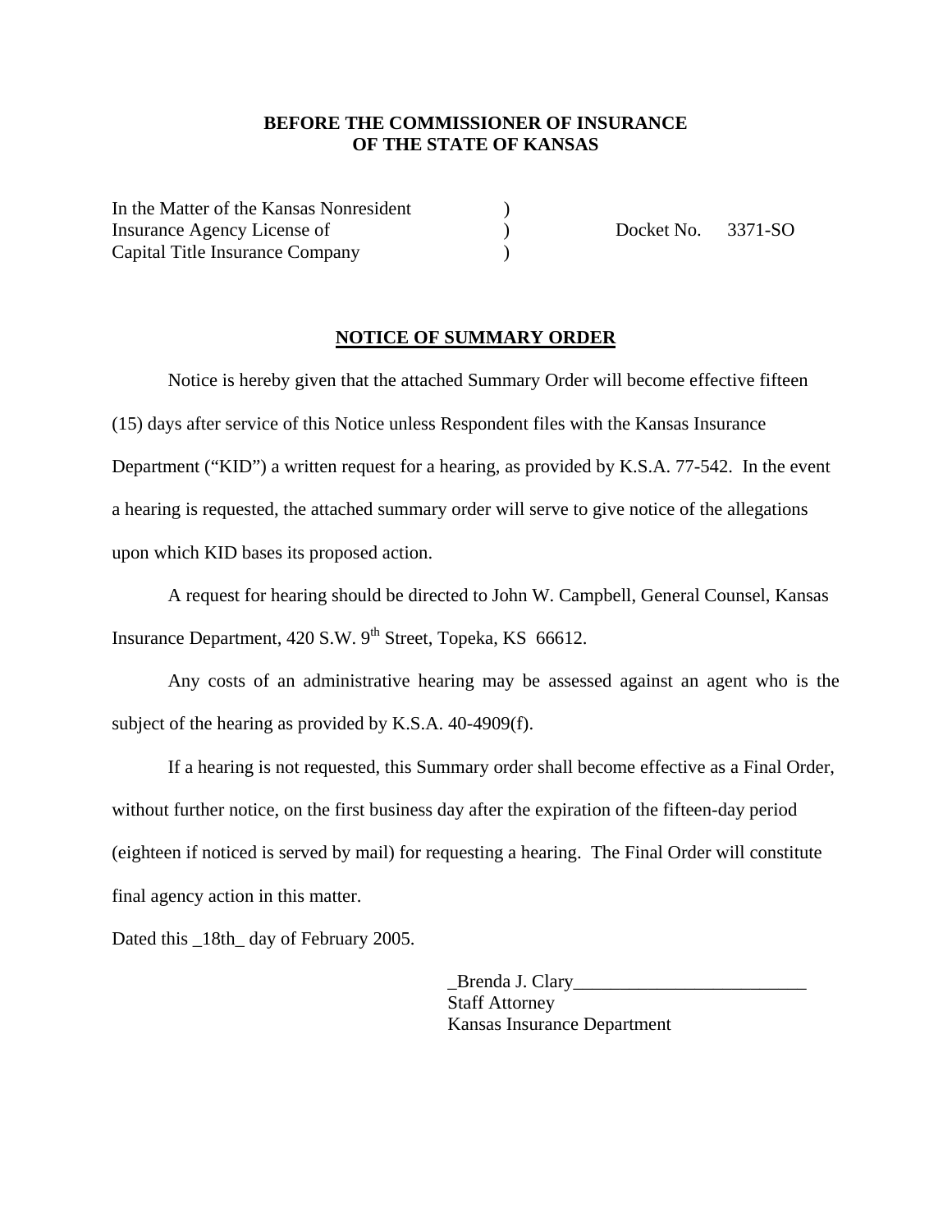**BEFORE THE COMMISSIONER OF INSURANCE**
**OF THE STATE OF KANSAS**

| | | |
|---|---|---|
| In the Matter of the Kansas Nonresident | ) | |
| Insurance Agency License of | ) | Docket No. 3371-SO |
| Capital Title Insurance Company | ) | |

## NOTICE OF SUMMARY ORDER

Notice is hereby given that the attached Summary Order will become effective fifteen (15) days after service of this Notice unless Respondent files with the Kansas Insurance Department ("KID") a written request for a hearing, as provided by K.S.A. 77-542. In the event a hearing is requested, the attached summary order will serve to give notice of the allegations upon which KID bases its proposed action.

A request for hearing should be directed to John W. Campbell, General Counsel, Kansas Insurance Department, 420 S.W. 9th Street, Topeka, KS 66612.

Any costs of an administrative hearing may be assessed against an agent who is the subject of the hearing as provided by K.S.A. 40-4909(f).

If a hearing is not requested, this Summary order shall become effective as a Final Order, without further notice, on the first business day after the expiration of the fifteen-day period (eighteen if noticed is served by mail) for requesting a hearing. The Final Order will constitute final agency action in this matter.

Dated this _18th_ day of February 2005.

_Brenda J. Clary_________________________
Staff Attorney
Kansas Insurance Department